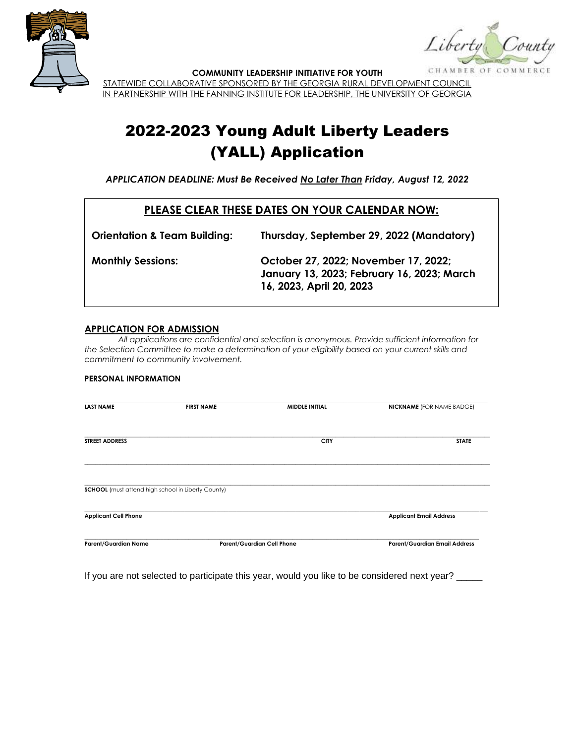**COMMUNITY LEADERSHIP INITIATIVE FOR YOUTH**

STATEWIDE COLLABORATIVE SPONSORED BY THE GEORGIA RURAL DEVELOPMENT COUNCIL
IN PARTNERSHIP WITH THE FANNING INSTITUTE FOR LEADERSHIP, THE UNIVERSITY OF GEORGIA

# 2022-2023 Young Adult Liberty Leaders (YALL) Application

***APPLICATION DEADLINE: Must Be Received No Later Than Friday, August 12, 2022***

## PLEASE CLEAR THESE DATES ON YOUR CALENDAR NOW:

| | |
|---|---|
| **Orientation & Team Building:** | **Thursday, September 29, 2022 (Mandatory)** |
| **Monthly Sessions:** | **October 27, 2022; November 17, 2022; January 13, 2023; February 16, 2023; March 16, 2023, April 20, 2023** |

## APPLICATION FOR ADMISSION

*All applications are confidential and selection is anonymous. Provide sufficient information for the Selection Committee to make a determination of your eligibility based on your current skills and commitment to community involvement.*

**PERSONAL INFORMATION**

______________________________________________________________________________

**LAST NAME** **FIRST NAME** **MIDDLE INITIAL** **NICKNAME** (FOR NAME BADGE)

______________________________________________________________________________

**STREET ADDRESS** **CITY** **STATE**

______________________________________________________________________________

______________________________________________________________________________

**SCHOOL** (must attend high school in Liberty County)

______________________________________________________________________________

**Applicant Cell Phone** **Applicant Email Address**

______________________________________________________________________________

**Parent/Guardian Name** **Parent/Guardian Cell Phone** **Parent/Guardian Email Address**

If you are not selected to participate this year, would you like to be considered next year? _____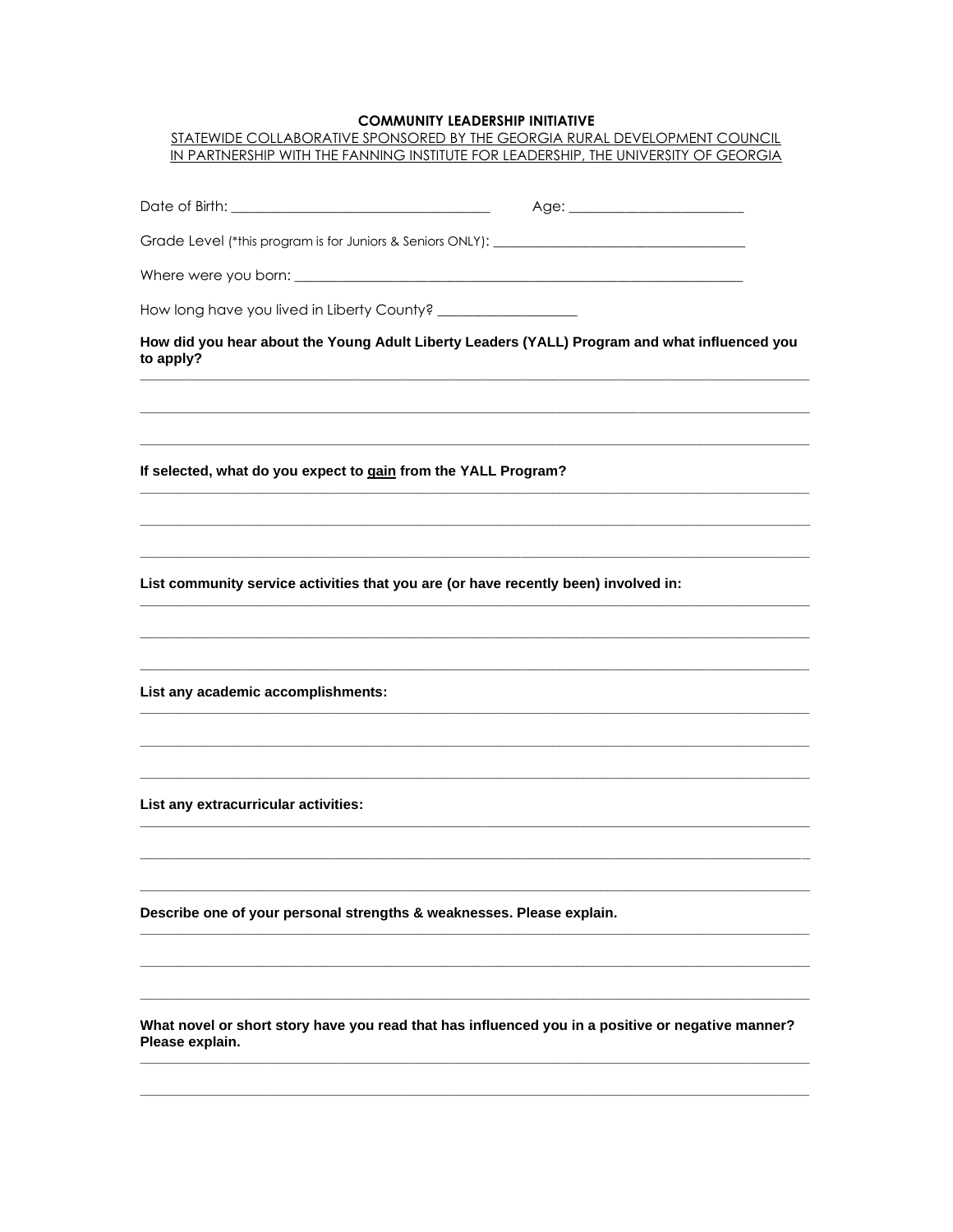**COMMUNITY LEADERSHIP INITIATIVE**

STATEWIDE COLLABORATIVE SPONSORED BY THE GEORGIA RURAL DEVELOPMENT COUNCIL
IN PARTNERSHIP WITH THE FANNING INSTITUTE FOR LEADERSHIP, THE UNIVERSITY OF GEORGIA

Date of Birth: ___________________________________ Age: ________________________

Grade Level (*this program is for Juniors & Seniors ONLY): ___________________________________

Where were you born: _________________________________________________________________

How long have you lived in Liberty County? ___________________

**How did you hear about the Young Adult Liberty Leaders (YALL) Program and what influenced you to apply?**

_____________________________________________________________________________________

_____________________________________________________________________________________

_____________________________________________________________________________________

**If selected, what do you expect to <u>gain</u> from the YALL Program?**

_____________________________________________________________________________________

_____________________________________________________________________________________

_____________________________________________________________________________________

**List community service activities that you are (or have recently been) involved in:**

_____________________________________________________________________________________

_____________________________________________________________________________________

_____________________________________________________________________________________

**List any academic accomplishments:**

_____________________________________________________________________________________

_____________________________________________________________________________________

_____________________________________________________________________________________

**List any extracurricular activities:**

_____________________________________________________________________________________

_____________________________________________________________________________________

_____________________________________________________________________________________

**Describe one of your personal strengths & weaknesses. Please explain.**

_____________________________________________________________________________________

_____________________________________________________________________________________

_____________________________________________________________________________________

**What novel or short story have you read that has influenced you in a positive or negative manner? Please explain.**

_____________________________________________________________________________________

_____________________________________________________________________________________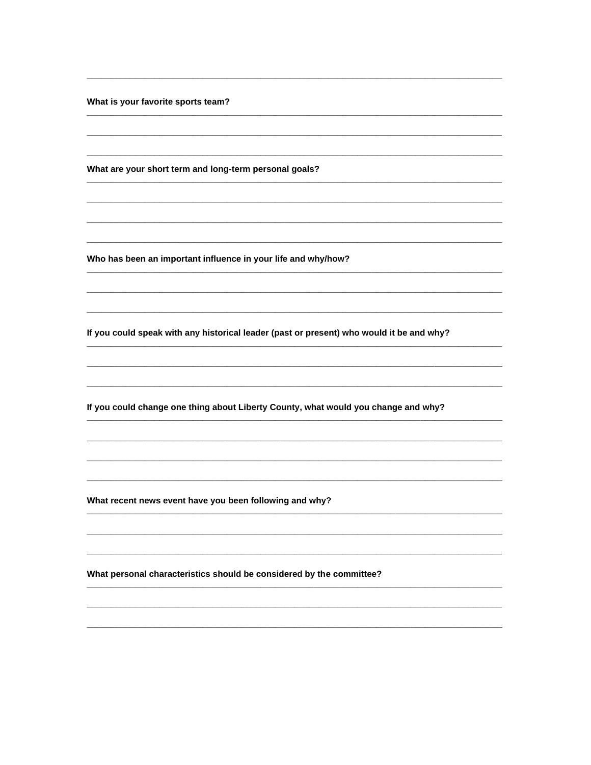**What is your favorite sports team?**

**What are your short term and long-term personal goals?**

**Who has been an important influence in your life and why/how?**

**If you could speak with any historical leader (past or present) who would it be and why?**

**If you could change one thing about Liberty County, what would you change and why?**

**What recent news event have you been following and why?**

**What personal characteristics should be considered by the committee?**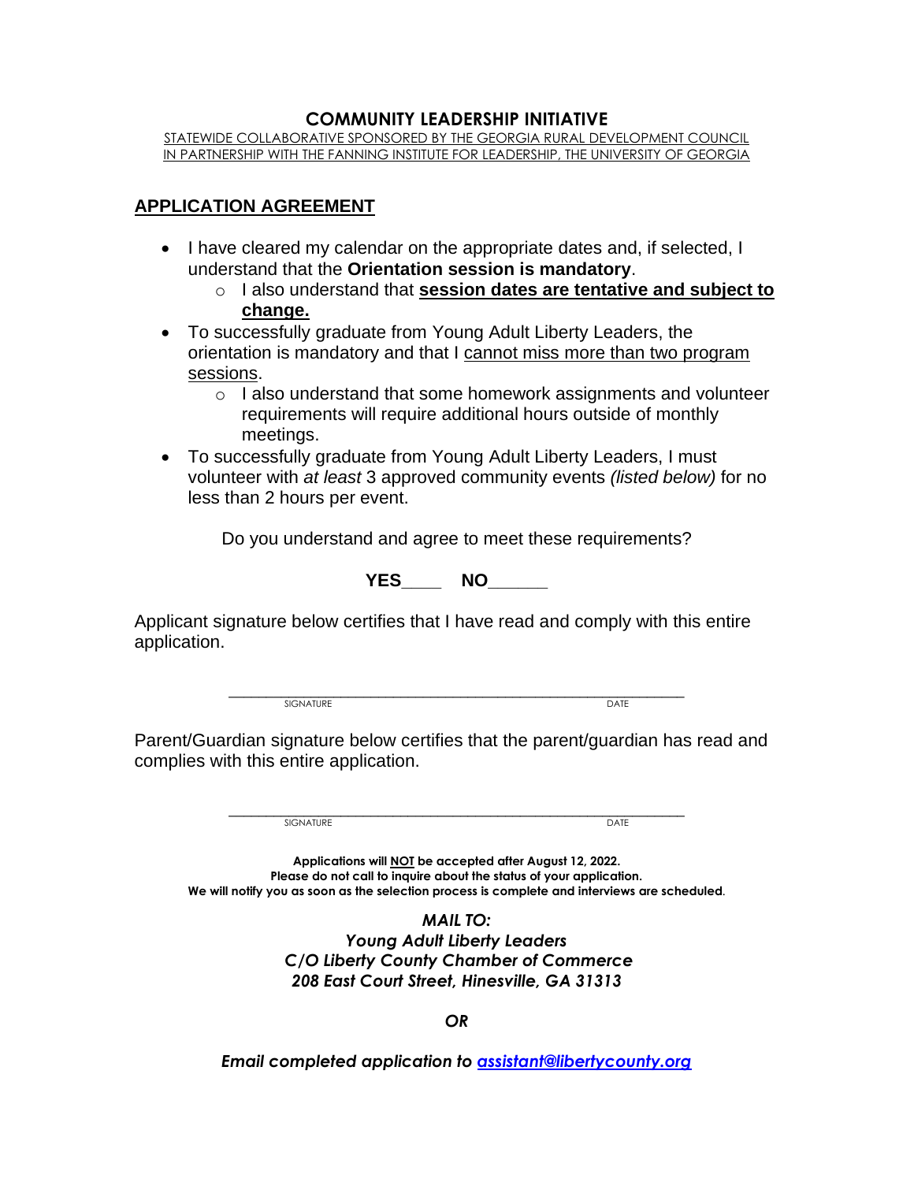**COMMUNITY LEADERSHIP INITIATIVE**

STATEWIDE COLLABORATIVE SPONSORED BY THE GEORGIA RURAL DEVELOPMENT COUNCIL
IN PARTNERSHIP WITH THE FANNING INSTITUTE FOR LEADERSHIP, THE UNIVERSITY OF GEORGIA

## APPLICATION AGREEMENT

- I have cleared my calendar on the appropriate dates and, if selected, I understand that the **Orientation session is mandatory**.
    - I also understand that **session dates are tentative and subject to change.**
- To successfully graduate from Young Adult Liberty Leaders, the orientation is mandatory and that I cannot miss more than two program sessions.
    - I also understand that some homework assignments and volunteer requirements will require additional hours outside of monthly meetings.
- To successfully graduate from Young Adult Liberty Leaders, I must volunteer with *at least* 3 approved community events *(listed below)* for no less than 2 hours per event.

Do you understand and agree to meet these requirements?

**YES**____ **NO**______

Applicant signature below certifies that I have read and comply with this entire application.

_______________________________________________________
SIGNATURE DATE

Parent/Guardian signature below certifies that the parent/guardian has read and complies with this entire application.

_______________________________________________________
SIGNATURE DATE

**Applications will NOT be accepted after August 12, 2022.**
**Please do not call to inquire about the status of your application.**
**We will notify you as soon as the selection process is complete and interviews are scheduled.**

***MAIL TO:***
***Young Adult Liberty Leaders***
***C/O Liberty County Chamber of Commerce***
***208 East Court Street, Hinesville, GA 31313***

***OR***

***Email completed application to assistant@libertycounty.org***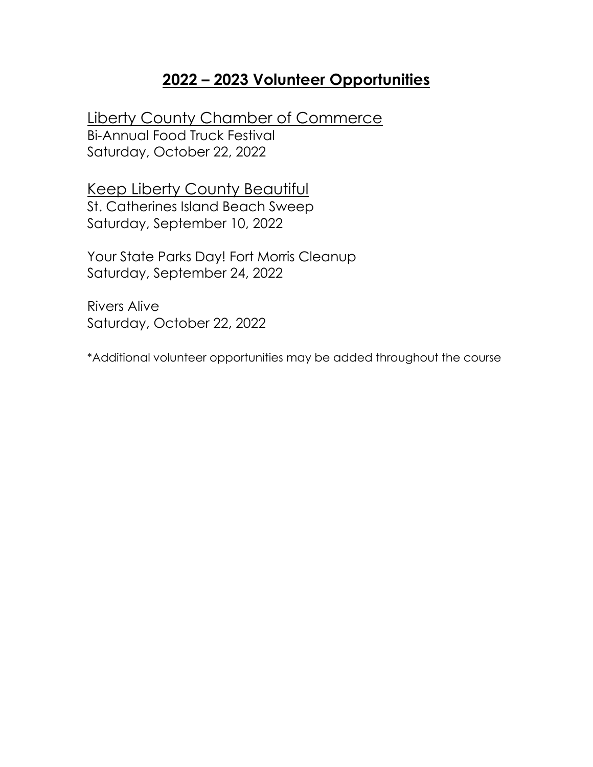# **2022 – 2023 Volunteer Opportunities**

## Liberty County Chamber of Commerce

Bi-Annual Food Truck Festival
Saturday, October 22, 2022

## Keep Liberty County Beautiful

St. Catherines Island Beach Sweep
Saturday, September 10, 2022

Your State Parks Day! Fort Morris Cleanup
Saturday, September 24, 2022

Rivers Alive
Saturday, October 22, 2022

*Additional volunteer opportunities may be added throughout the course